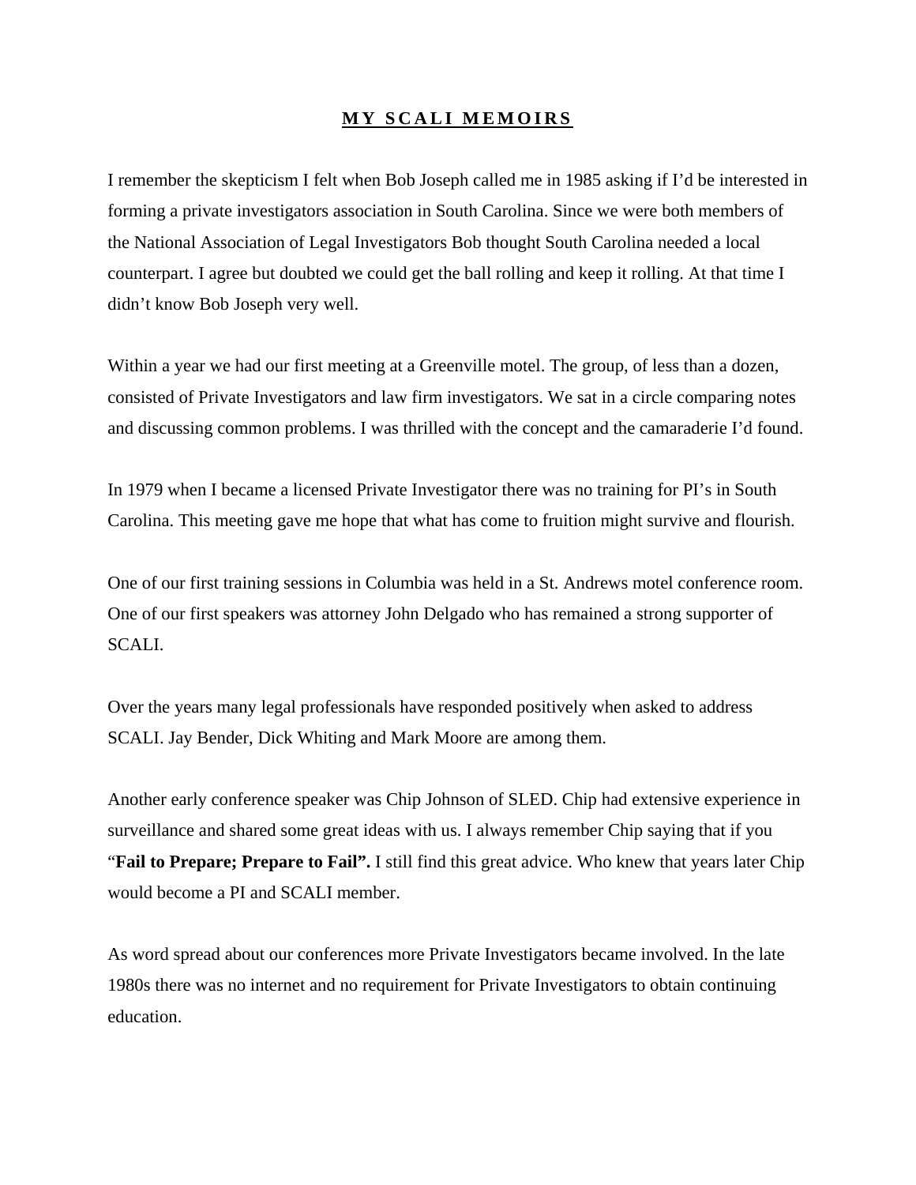# MY SCALI MEMOIRS

I remember the skepticism I felt when Bob Joseph called me in 1985 asking if I'd be interested in forming a private investigators association in South Carolina. Since we were both members of the National Association of Legal Investigators Bob thought South Carolina needed a local counterpart. I agree but doubted we could get the ball rolling and keep it rolling. At that time I didn't know Bob Joseph very well.

Within a year we had our first meeting at a Greenville motel. The group, of less than a dozen, consisted of Private Investigators and law firm investigators. We sat in a circle comparing notes and discussing common problems. I was thrilled with the concept and the camaraderie I'd found.

In 1979 when I became a licensed Private Investigator there was no training for PI's in South Carolina. This meeting gave me hope that what has come to fruition might survive and flourish.

One of our first training sessions in Columbia was held in a St. Andrews motel conference room. One of our first speakers was attorney John Delgado who has remained a strong supporter of SCALI.

Over the years many legal professionals have responded positively when asked to address SCALI. Jay Bender, Dick Whiting and Mark Moore are among them.

Another early conference speaker was Chip Johnson of SLED. Chip had extensive experience in surveillance and shared some great ideas with us. I always remember Chip saying that if you "**Fail to Prepare; Prepare to Fail".** I still find this great advice. Who knew that years later Chip would become a PI and SCALI member.

As word spread about our conferences more Private Investigators became involved. In the late 1980s there was no internet and no requirement for Private Investigators to obtain continuing education.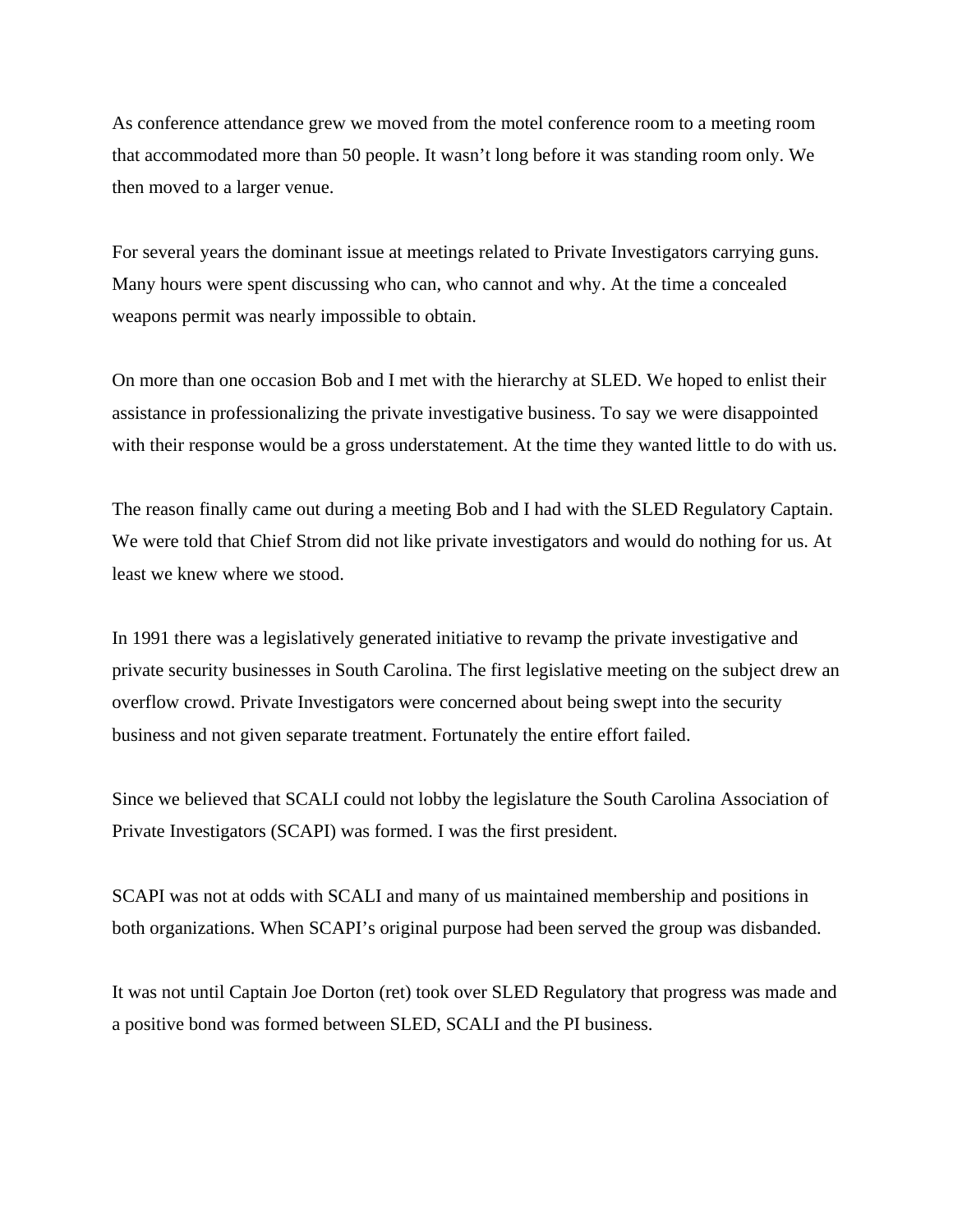As conference attendance grew we moved from the motel conference room to a meeting room that accommodated more than 50 people. It wasn't long before it was standing room only. We then moved to a larger venue.

For several years the dominant issue at meetings related to Private Investigators carrying guns. Many hours were spent discussing who can, who cannot and why. At the time a concealed weapons permit was nearly impossible to obtain.

On more than one occasion Bob and I met with the hierarchy at SLED. We hoped to enlist their assistance in professionalizing the private investigative business. To say we were disappointed with their response would be a gross understatement. At the time they wanted little to do with us.

The reason finally came out during a meeting Bob and I had with the SLED Regulatory Captain. We were told that Chief Strom did not like private investigators and would do nothing for us. At least we knew where we stood.

In 1991 there was a legislatively generated initiative to revamp the private investigative and private security businesses in South Carolina. The first legislative meeting on the subject drew an overflow crowd. Private Investigators were concerned about being swept into the security business and not given separate treatment. Fortunately the entire effort failed.

Since we believed that SCALI could not lobby the legislature the South Carolina Association of Private Investigators (SCAPI) was formed. I was the first president.

SCAPI was not at odds with SCALI and many of us maintained membership and positions in both organizations. When SCAPI's original purpose had been served the group was disbanded.

It was not until Captain Joe Dorton (ret) took over SLED Regulatory that progress was made and a positive bond was formed between SLED, SCALI and the PI business.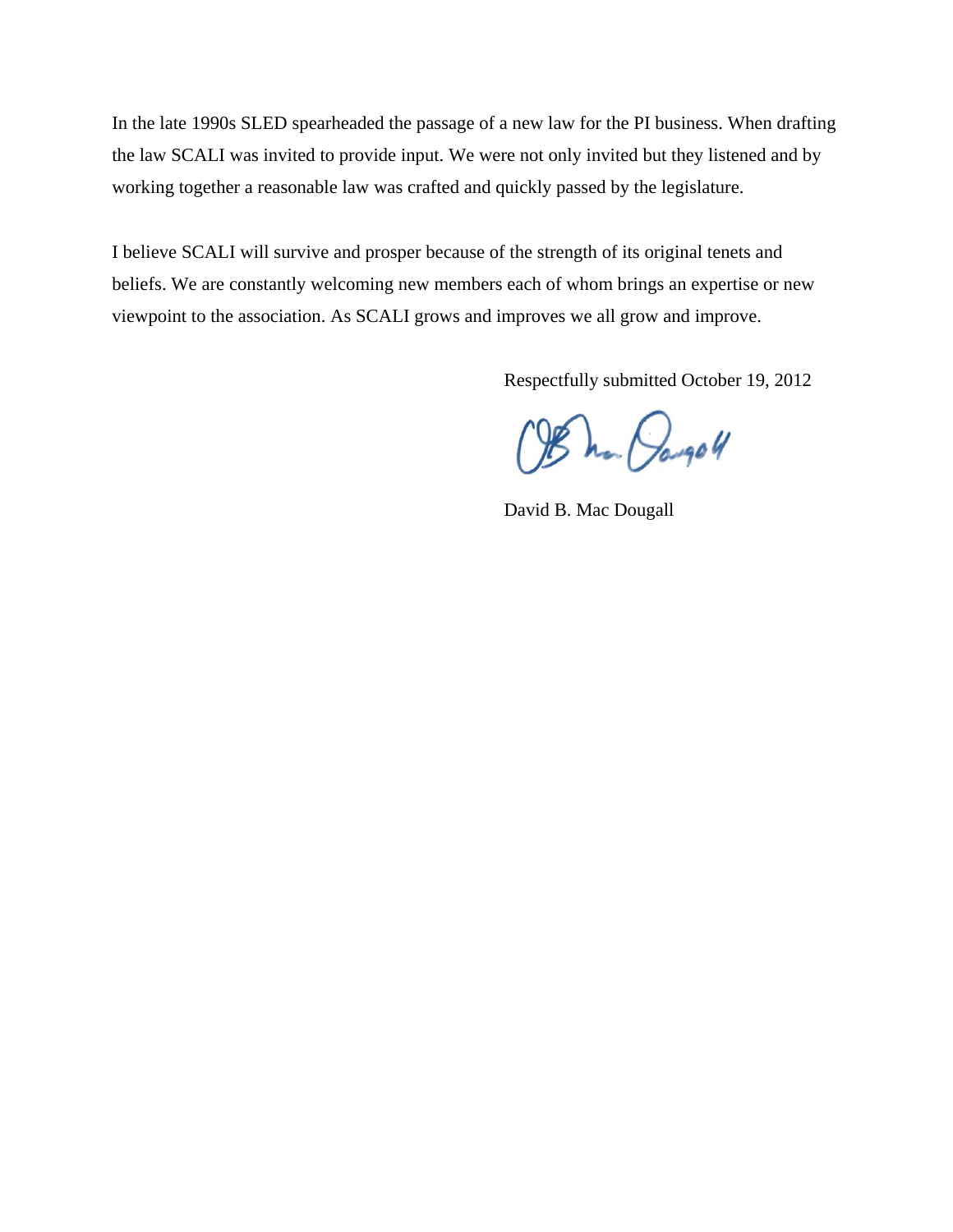In the late 1990s SLED spearheaded the passage of a new law for the PI business. When drafting the law SCALI was invited to provide input. We were not only invited but they listened and by working together a reasonable law was crafted and quickly passed by the legislature.

I believe SCALI will survive and prosper because of the strength of its original tenets and beliefs. We are constantly welcoming new members each of whom brings an expertise or new viewpoint to the association. As SCALI grows and improves we all grow and improve.

Respectfully submitted October 19, 2012

David B. Mac Dougall